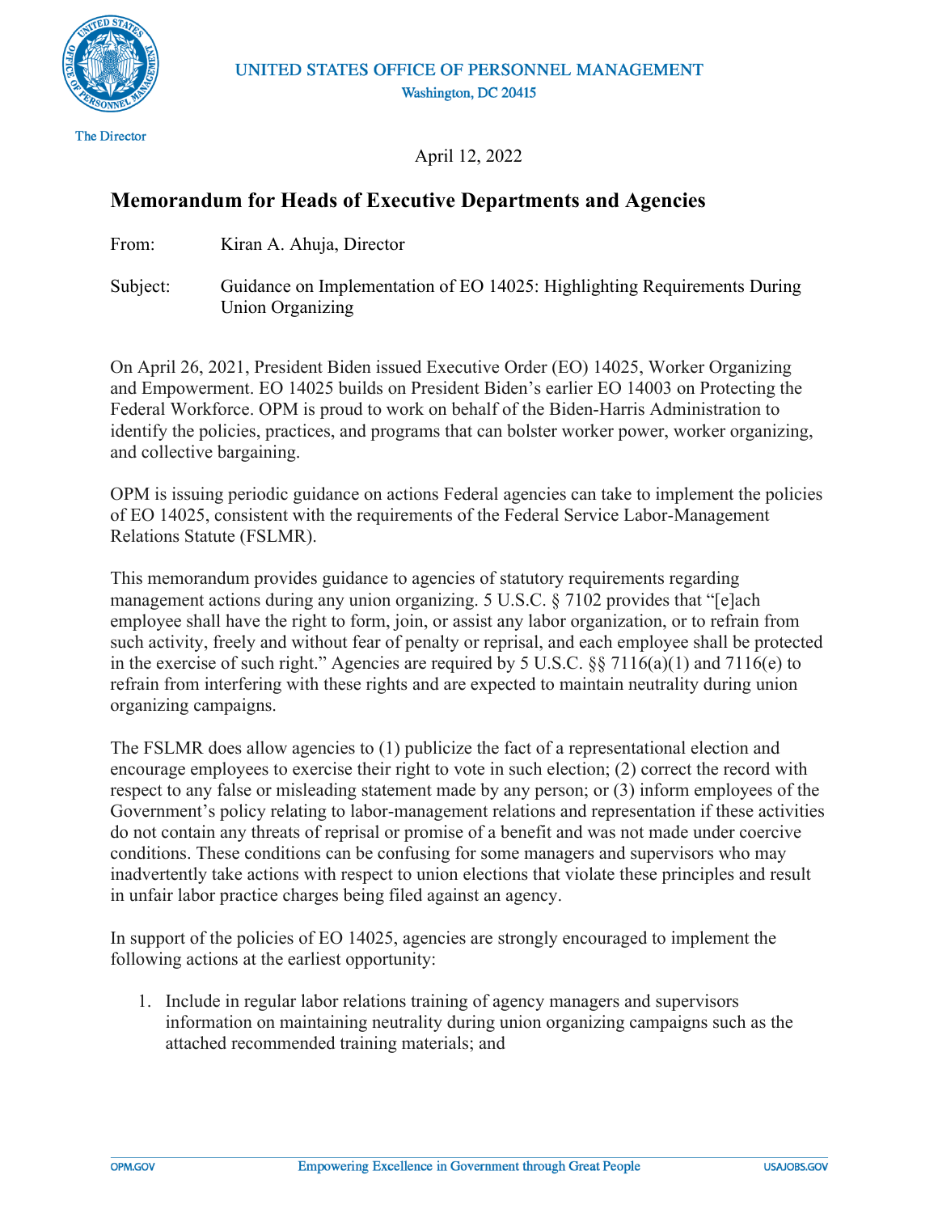UNITED STATES OFFICE OF PERSONNEL MANAGEMENT
Washington, DC 20415

The Director

April 12, 2022

## Memorandum for Heads of Executive Departments and Agencies

From: Kiran A. Ahuja, Director

Subject: Guidance on Implementation of EO 14025: Highlighting Requirements During Union Organizing

On April 26, 2021, President Biden issued Executive Order (EO) 14025, Worker Organizing and Empowerment. EO 14025 builds on President Biden's earlier EO 14003 on Protecting the Federal Workforce. OPM is proud to work on behalf of the Biden-Harris Administration to identify the policies, practices, and programs that can bolster worker power, worker organizing, and collective bargaining.

OPM is issuing periodic guidance on actions Federal agencies can take to implement the policies of EO 14025, consistent with the requirements of the Federal Service Labor-Management Relations Statute (FSLMR).

This memorandum provides guidance to agencies of statutory requirements regarding management actions during any union organizing. 5 U.S.C. § 7102 provides that "[e]ach employee shall have the right to form, join, or assist any labor organization, or to refrain from such activity, freely and without fear of penalty or reprisal, and each employee shall be protected in the exercise of such right." Agencies are required by 5 U.S.C. §§ 7116(a)(1) and 7116(e) to refrain from interfering with these rights and are expected to maintain neutrality during union organizing campaigns.

The FSLMR does allow agencies to (1) publicize the fact of a representational election and encourage employees to exercise their right to vote in such election; (2) correct the record with respect to any false or misleading statement made by any person; or (3) inform employees of the Government's policy relating to labor-management relations and representation if these activities do not contain any threats of reprisal or promise of a benefit and was not made under coercive conditions. These conditions can be confusing for some managers and supervisors who may inadvertently take actions with respect to union elections that violate these principles and result in unfair labor practice charges being filed against an agency.

In support of the policies of EO 14025, agencies are strongly encouraged to implement the following actions at the earliest opportunity:

1. Include in regular labor relations training of agency managers and supervisors information on maintaining neutrality during union organizing campaigns such as the attached recommended training materials; and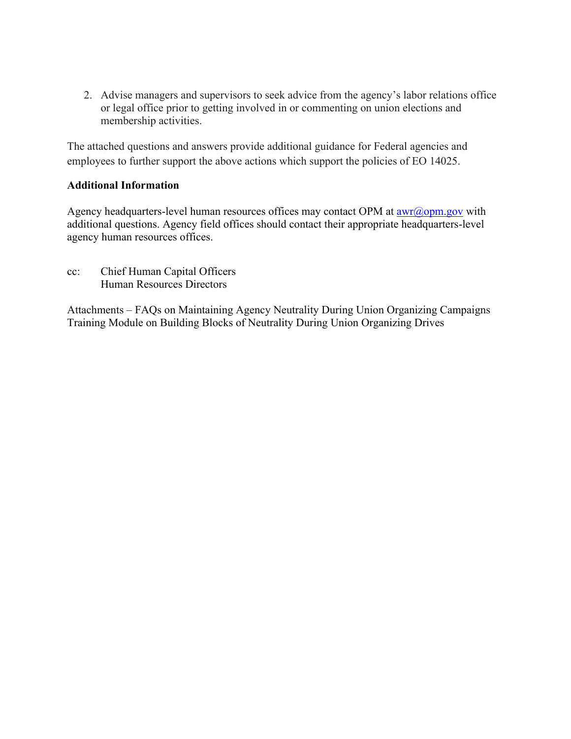2. Advise managers and supervisors to seek advice from the agency's labor relations office or legal office prior to getting involved in or commenting on union elections and membership activities.

The attached questions and answers provide additional guidance for Federal agencies and employees to further support the above actions which support the policies of EO 14025.

**Additional Information**

Agency headquarters-level human resources offices may contact OPM at awr@opm.gov with additional questions. Agency field offices should contact their appropriate headquarters-level agency human resources offices.

cc: Chief Human Capital Officers
Human Resources Directors

Attachments – FAQs on Maintaining Agency Neutrality During Union Organizing Campaigns
Training Module on Building Blocks of Neutrality During Union Organizing Drives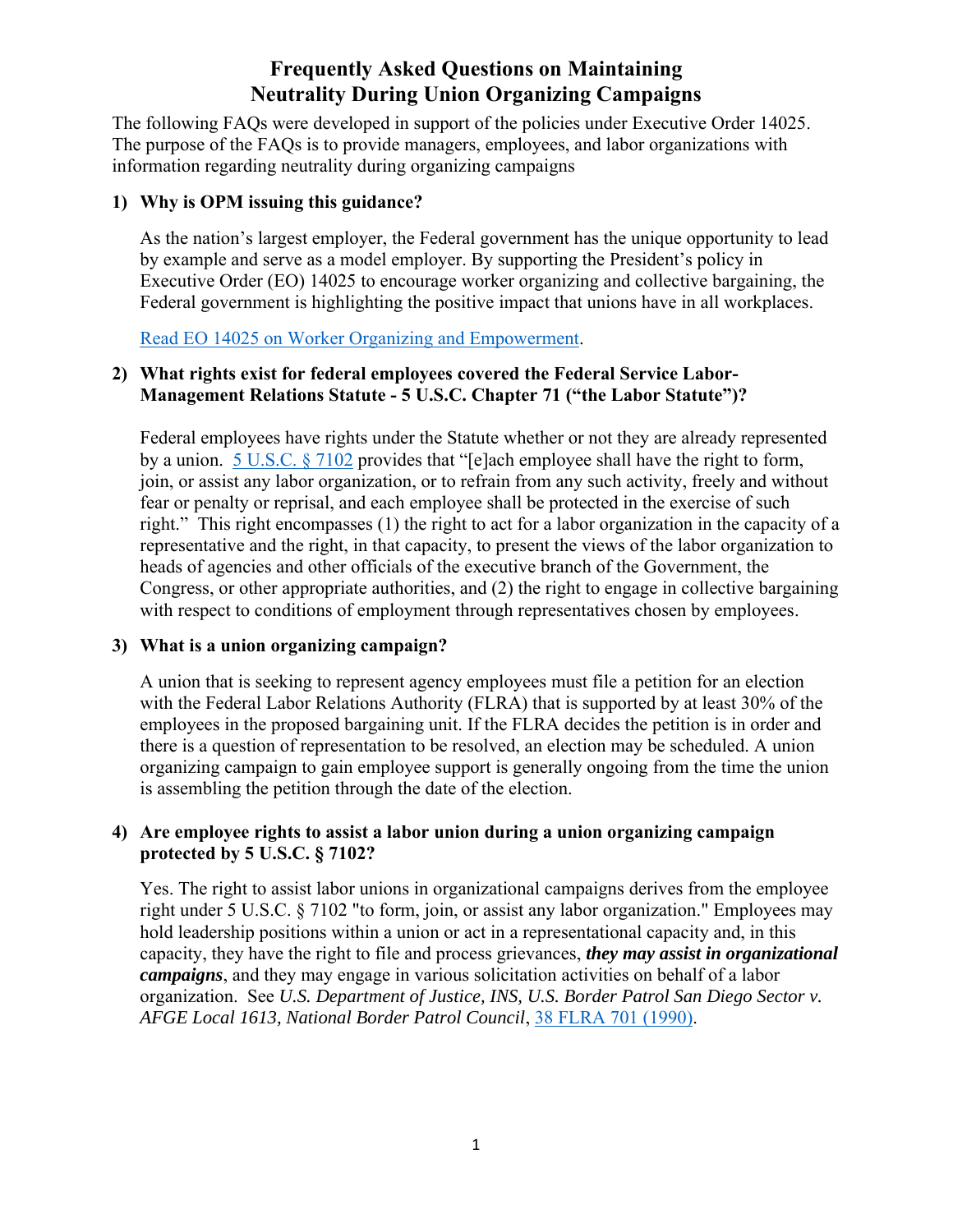# Frequently Asked Questions on Maintaining Neutrality During Union Organizing Campaigns

The following FAQs were developed in support of the policies under Executive Order 14025. The purpose of the FAQs is to provide managers, employees, and labor organizations with information regarding neutrality during organizing campaigns

## 1) Why is OPM issuing this guidance?

As the nation's largest employer, the Federal government has the unique opportunity to lead by example and serve as a model employer. By supporting the President's policy in Executive Order (EO) 14025 to encourage worker organizing and collective bargaining, the Federal government is highlighting the positive impact that unions have in all workplaces.

[Read EO 14025 on Worker Organizing and Empowerment](#).

## 2) What rights exist for federal employees covered the Federal Service Labor-Management Relations Statute - 5 U.S.C. Chapter 71 ("the Labor Statute")?

Federal employees have rights under the Statute whether or not they are already represented by a union. [5 U.S.C. § 7102](#) provides that "[e]ach employee shall have the right to form, join, or assist any labor organization, or to refrain from any such activity, freely and without fear or penalty or reprisal, and each employee shall be protected in the exercise of such right." This right encompasses (1) the right to act for a labor organization in the capacity of a representative and the right, in that capacity, to present the views of the labor organization to heads of agencies and other officials of the executive branch of the Government, the Congress, or other appropriate authorities, and (2) the right to engage in collective bargaining with respect to conditions of employment through representatives chosen by employees.

## 3) What is a union organizing campaign?

A union that is seeking to represent agency employees must file a petition for an election with the Federal Labor Relations Authority (FLRA) that is supported by at least 30% of the employees in the proposed bargaining unit. If the FLRA decides the petition is in order and there is a question of representation to be resolved, an election may be scheduled. A union organizing campaign to gain employee support is generally ongoing from the time the union is assembling the petition through the date of the election.

## 4) Are employee rights to assist a labor union during a union organizing campaign protected by 5 U.S.C. § 7102?

Yes. The right to assist labor unions in organizational campaigns derives from the employee right under 5 U.S.C. § 7102 "to form, join, or assist any labor organization." Employees may hold leadership positions within a union or act in a representational capacity and, in this capacity, they have the right to file and process grievances, ***they may assist in organizational campaigns***, and they may engage in various solicitation activities on behalf of a labor organization. See *U.S. Department of Justice, INS, U.S. Border Patrol San Diego Sector v. AFGE Local 1613, National Border Patrol Council*, [38 FLRA 701 (1990)](#).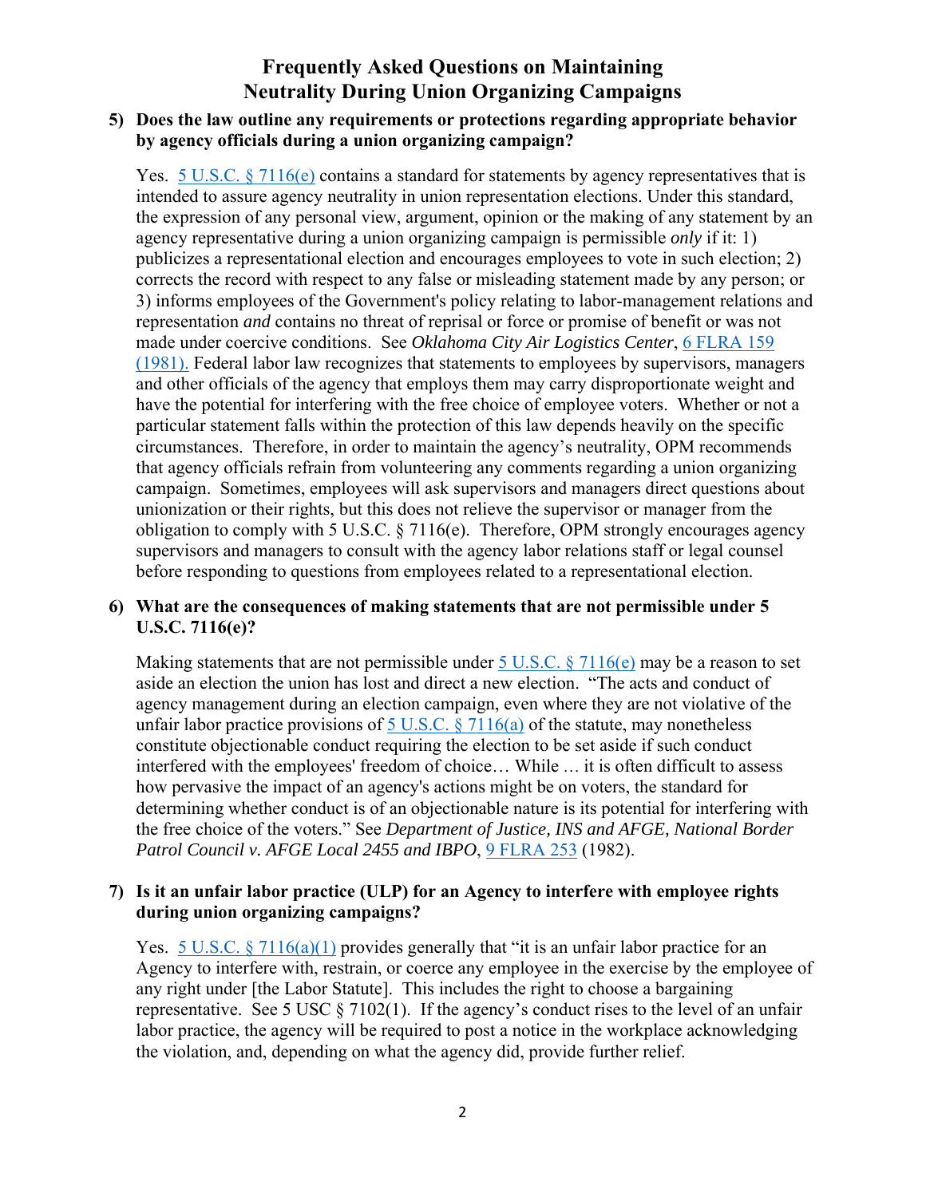# Frequently Asked Questions on Maintaining Neutrality During Union Organizing Campaigns

**5) Does the law outline any requirements or protections regarding appropriate behavior by agency officials during a union organizing campaign?**

Yes. [5 U.S.C. § 7116(e)](#) contains a standard for statements by agency representatives that is intended to assure agency neutrality in union representation elections. Under this standard, the expression of any personal view, argument, opinion or the making of any statement by an agency representative during a union organizing campaign is permissible *only* if it: 1) publicizes a representational election and encourages employees to vote in such election; 2) corrects the record with respect to any false or misleading statement made by any person; or 3) informs employees of the Government's policy relating to labor-management relations and representation *and* contains no threat of reprisal or force or promise of benefit or was not made under coercive conditions. See *Oklahoma City Air Logistics Center*, [6 FLRA 159 (1981).](#) Federal labor law recognizes that statements to employees by supervisors, managers and other officials of the agency that employs them may carry disproportionate weight and have the potential for interfering with the free choice of employee voters. Whether or not a particular statement falls within the protection of this law depends heavily on the specific circumstances. Therefore, in order to maintain the agency's neutrality, OPM recommends that agency officials refrain from volunteering any comments regarding a union organizing campaign. Sometimes, employees will ask supervisors and managers direct questions about unionization or their rights, but this does not relieve the supervisor or manager from the obligation to comply with 5 U.S.C. § 7116(e). Therefore, OPM strongly encourages agency supervisors and managers to consult with the agency labor relations staff or legal counsel before responding to questions from employees related to a representational election.

**6) What are the consequences of making statements that are not permissible under 5 U.S.C. 7116(e)?**

Making statements that are not permissible under [5 U.S.C. § 7116(e)](#) may be a reason to set aside an election the union has lost and direct a new election. "The acts and conduct of agency management during an election campaign, even where they are not violative of the unfair labor practice provisions of [5 U.S.C. § 7116(a)](#) of the statute, may nonetheless constitute objectionable conduct requiring the election to be set aside if such conduct interfered with the employees' freedom of choice… While … it is often difficult to assess how pervasive the impact of an agency's actions might be on voters, the standard for determining whether conduct is of an objectionable nature is its potential for interfering with the free choice of the voters." See *Department of Justice, INS and AFGE, National Border Patrol Council v. AFGE Local 2455 and IBPO*, [9 FLRA 253](#) (1982).

**7) Is it an unfair labor practice (ULP) for an Agency to interfere with employee rights during union organizing campaigns?**

Yes. [5 U.S.C. § 7116(a)(1)](#) provides generally that "it is an unfair labor practice for an Agency to interfere with, restrain, or coerce any employee in the exercise by the employee of any right under [the Labor Statute]. This includes the right to choose a bargaining representative. See 5 USC § 7102(1). If the agency's conduct rises to the level of an unfair labor practice, the agency will be required to post a notice in the workplace acknowledging the violation, and, depending on what the agency did, provide further relief.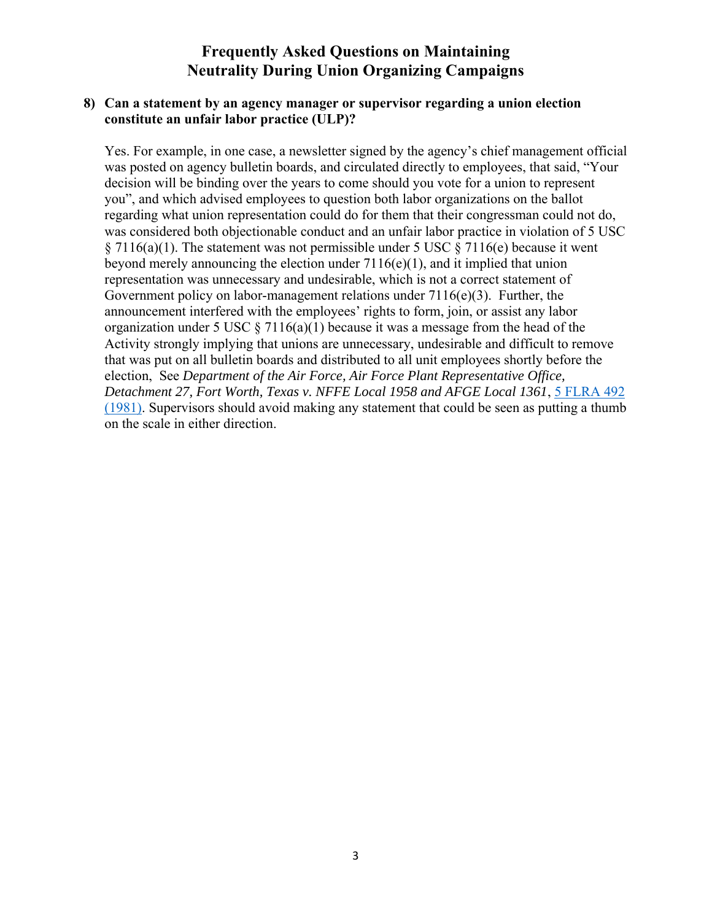# Frequently Asked Questions on Maintaining Neutrality During Union Organizing Campaigns

**8) Can a statement by an agency manager or supervisor regarding a union election constitute an unfair labor practice (ULP)?**

Yes. For example, in one case, a newsletter signed by the agency's chief management official was posted on agency bulletin boards, and circulated directly to employees, that said, "Your decision will be binding over the years to come should you vote for a union to represent you", and which advised employees to question both labor organizations on the ballot regarding what union representation could do for them that their congressman could not do, was considered both objectionable conduct and an unfair labor practice in violation of 5 USC § 7116(a)(1). The statement was not permissible under 5 USC § 7116(e) because it went beyond merely announcing the election under 7116(e)(1), and it implied that union representation was unnecessary and undesirable, which is not a correct statement of Government policy on labor-management relations under 7116(e)(3). Further, the announcement interfered with the employees' rights to form, join, or assist any labor organization under 5 USC § 7116(a)(1) because it was a message from the head of the Activity strongly implying that unions are unnecessary, undesirable and difficult to remove that was put on all bulletin boards and distributed to all unit employees shortly before the election, See *Department of the Air Force, Air Force Plant Representative Office, Detachment 27, Fort Worth, Texas v. NFFE Local 1958 and AFGE Local 1361*, 5 FLRA 492 (1981). Supervisors should avoid making any statement that could be seen as putting a thumb on the scale in either direction.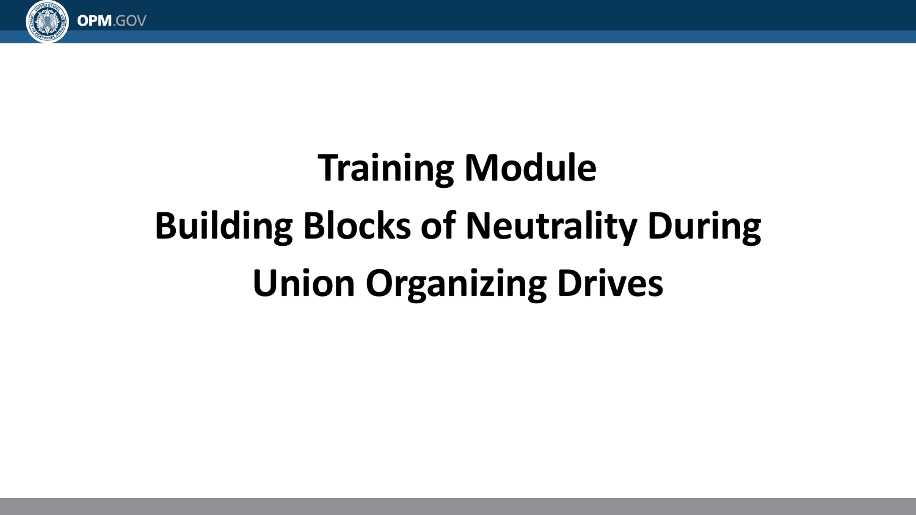# Training Module

# Building Blocks of Neutrality During Union Organizing Drives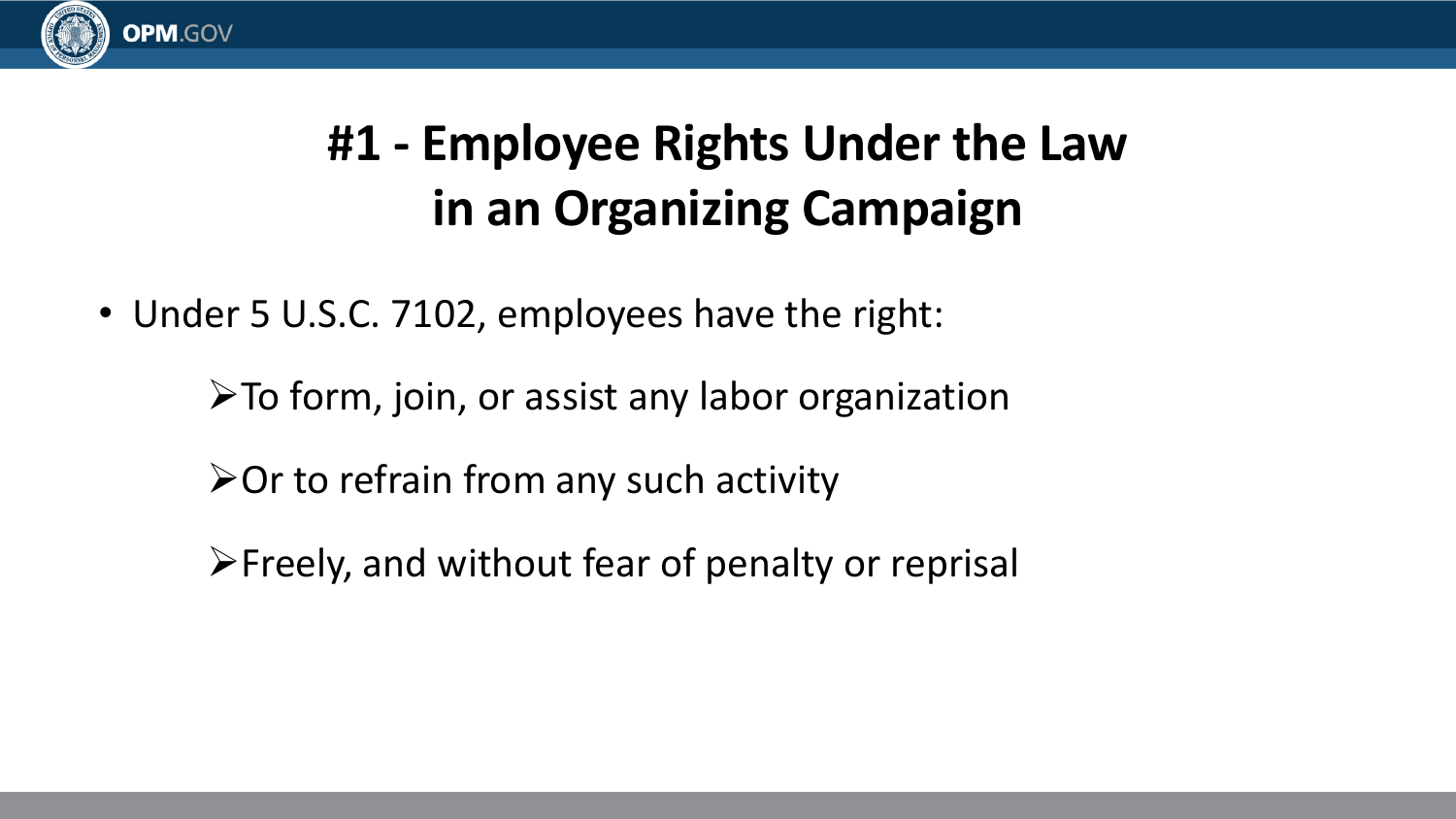# #1 - Employee Rights Under the Law in an Organizing Campaign

- Under 5 U.S.C. 7102, employees have the right:
  - To form, join, or assist any labor organization
  - Or to refrain from any such activity
  - Freely, and without fear of penalty or reprisal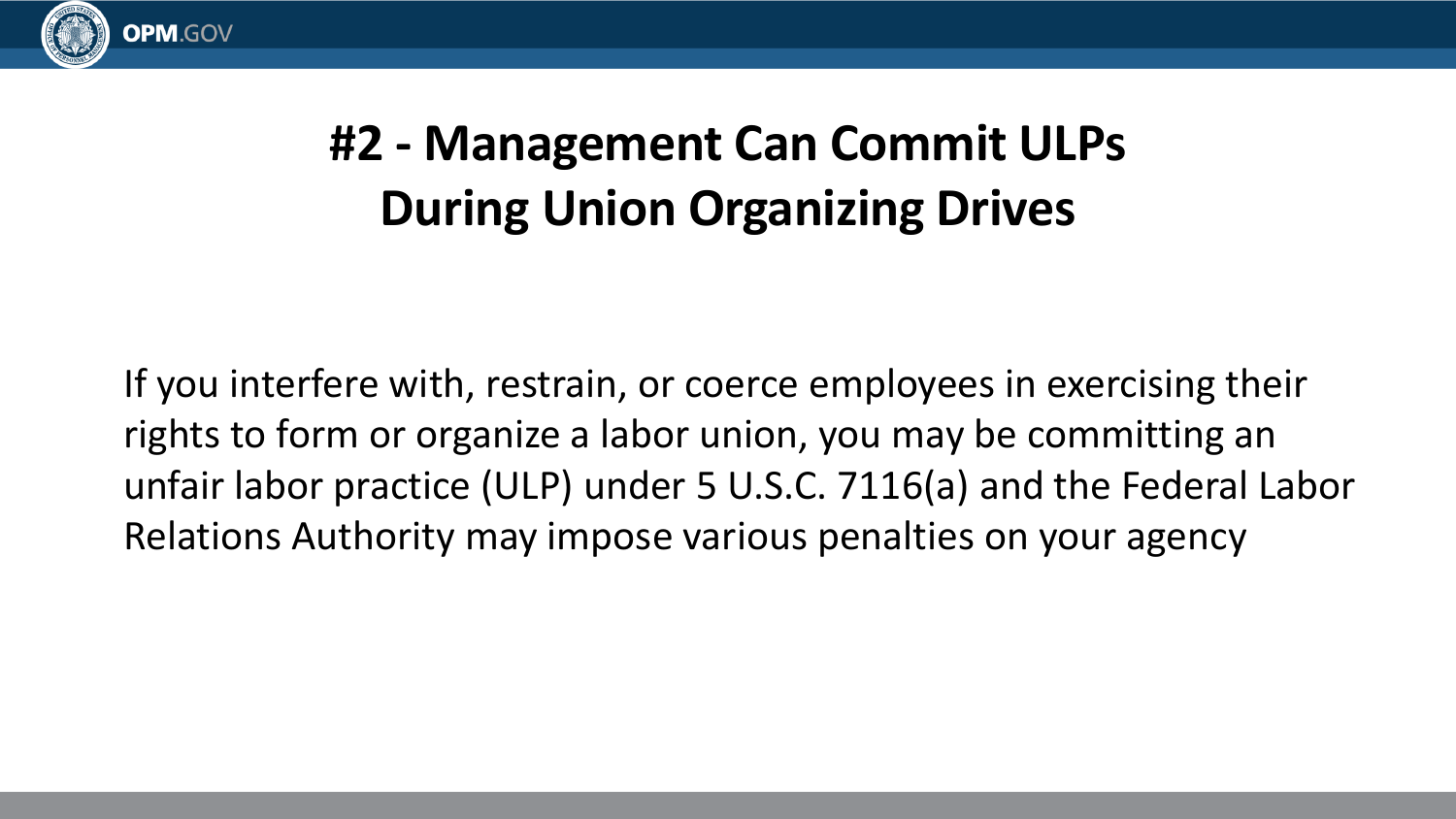# #2 - Management Can Commit ULPs During Union Organizing Drives

If you interfere with, restrain, or coerce employees in exercising their rights to form or organize a labor union, you may be committing an unfair labor practice (ULP) under 5 U.S.C. 7116(a) and the Federal Labor Relations Authority may impose various penalties on your agency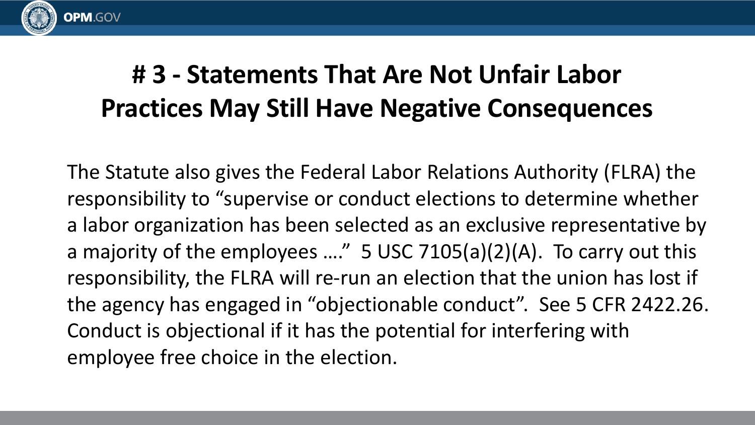# # 3 - Statements That Are Not Unfair Labor Practices May Still Have Negative Consequences

The Statute also gives the Federal Labor Relations Authority (FLRA) the responsibility to "supervise or conduct elections to determine whether a labor organization has been selected as an exclusive representative by a majority of the employees …." 5 USC 7105(a)(2)(A). To carry out this responsibility, the FLRA will re-run an election that the union has lost if the agency has engaged in "objectionable conduct". See 5 CFR 2422.26. Conduct is objectional if it has the potential for interfering with employee free choice in the election.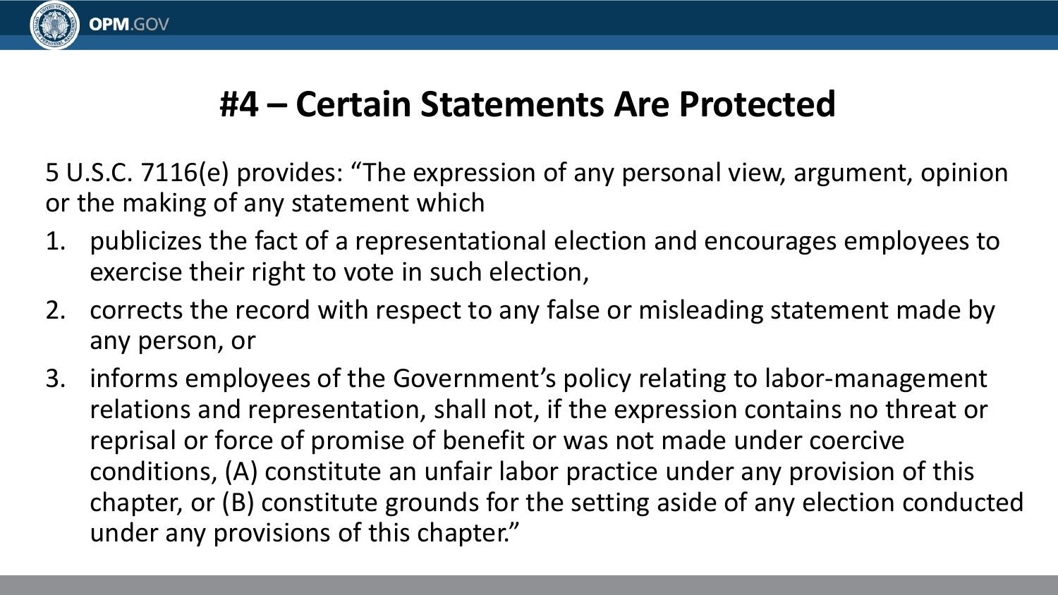# #4 – Certain Statements Are Protected

5 U.S.C. 7116(e) provides: “The expression of any personal view, argument, opinion or the making of any statement which

1. publicizes the fact of a representational election and encourages employees to exercise their right to vote in such election,
2. corrects the record with respect to any false or misleading statement made by any person, or
3. informs employees of the Government’s policy relating to labor-management relations and representation, shall not, if the expression contains no threat or reprisal or force of promise of benefit or was not made under coercive conditions, (A) constitute an unfair labor practice under any provision of this chapter, or (B) constitute grounds for the setting aside of any election conducted under any provisions of this chapter.”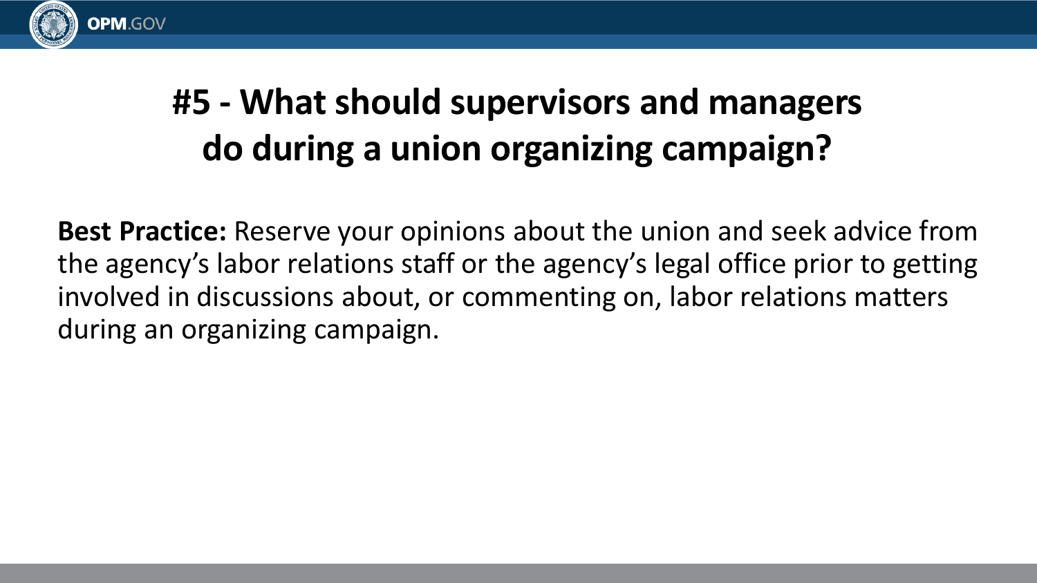# #5 - What should supervisors and managers do during a union organizing campaign?

**Best Practice:** Reserve your opinions about the union and seek advice from the agency's labor relations staff or the agency's legal office prior to getting involved in discussions about, or commenting on, labor relations matters during an organizing campaign.